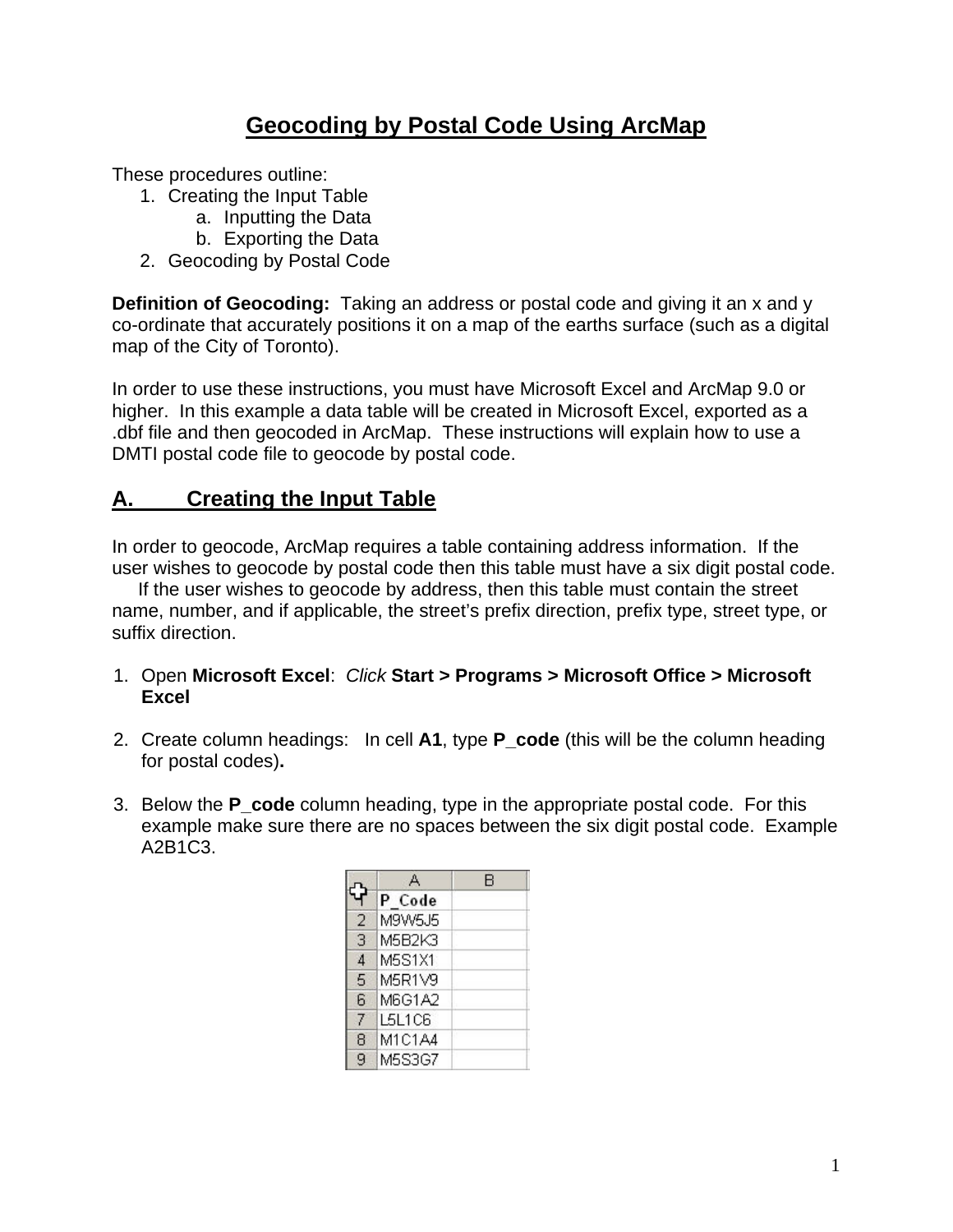# Geocoding by Postal Code Using ArcMap

These procedures outline:

1. Creating the Input Table
    a. Inputting the Data
    b. Exporting the Data
2. Geocoding by Postal Code

**Definition of Geocoding:** Taking an address or postal code and giving it an x and y co-ordinate that accurately positions it on a map of the earths surface (such as a digital map of the City of Toronto).

In order to use these instructions, you must have Microsoft Excel and ArcMap 9.0 or higher. In this example a data table will be created in Microsoft Excel, exported as a .dbf file and then geocoded in ArcMap. These instructions will explain how to use a DMTI postal code file to geocode by postal code.

## A. Creating the Input Table

In order to geocode, ArcMap requires a table containing address information. If the user wishes to geocode by postal code then this table must have a six digit postal code. If the user wishes to geocode by address, then this table must contain the street name, number, and if applicable, the street's prefix direction, prefix type, street type, or suffix direction.

1. Open **Microsoft Excel**: *Click* **Start > Programs > Microsoft Office > Microsoft Excel**

2. Create column headings: In cell **A1**, type **P_code** (this will be the column heading for postal codes)**.**

3. Below the **P_code** column heading, type in the appropriate postal code. For this example make sure there are no spaces between the six digit postal code. Example A2B1C3.

| | A | B |
|---|---|---|
| 1 | **P_Code** | |
| 2 | M9W5J5 | |
| 3 | M5B2K3 | |
| 4 | M5S1X1 | |
| 5 | M5R1V9 | |
| 6 | M6G1A2 | |
| 7 | L5L1C6 | |
| 8 | M1C1A4 | |
| 9 | M5S3G7 | |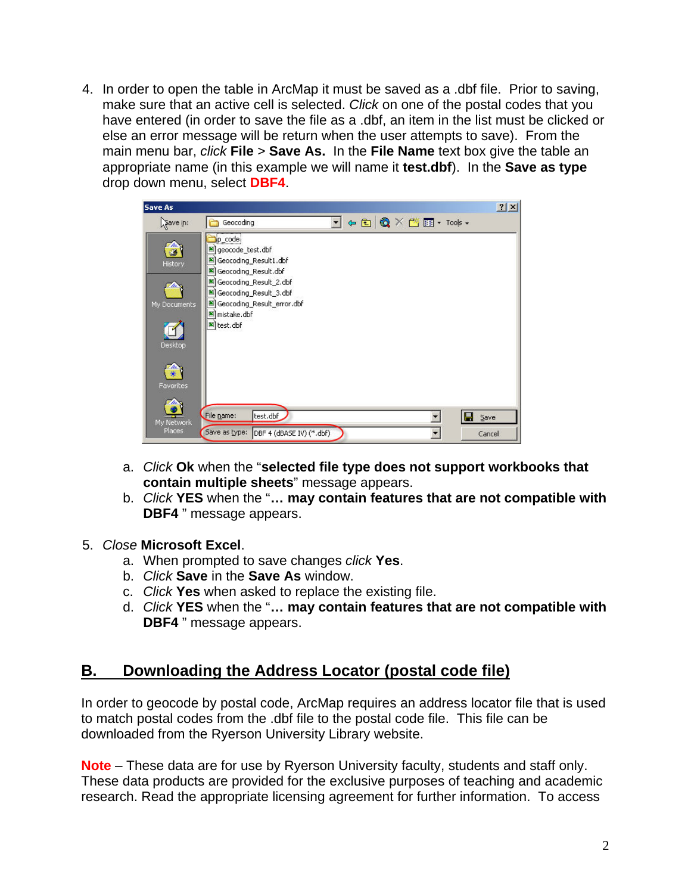4. In order to open the table in ArcMap it must be saved as a .dbf file. Prior to saving, make sure that an active cell is selected. *Click* on one of the postal codes that you have entered (in order to save the file as a .dbf, an item in the list must be clicked or else an error message will be return when the user attempts to save). From the main menu bar, *click* **File** > **Save As.** In the **File Name** text box give the table an appropriate name (in this example we will name it **test.dbf**). In the **Save as type** drop down menu, select **DBF4**.

   a. *Click* **Ok** when the "**selected file type does not support workbooks that contain multiple sheets**" message appears.
   b. *Click* **YES** when the "**… may contain features that are not compatible with DBF4** " message appears.

5. *Close* **Microsoft Excel**.
   a. When prompted to save changes *click* **Yes**.
   b. *Click* **Save** in the **Save As** window.
   c. *Click* **Yes** when asked to replace the existing file.
   d. *Click* **YES** when the "**… may contain features that are not compatible with DBF4** " message appears.

## B. Downloading the Address Locator (postal code file)

In order to geocode by postal code, ArcMap requires an address locator file that is used to match postal codes from the .dbf file to the postal code file. This file can be downloaded from the Ryerson University Library website.

**Note** – These data are for use by Ryerson University faculty, students and staff only. These data products are provided for the exclusive purposes of teaching and academic research. Read the appropriate licensing agreement for further information. To access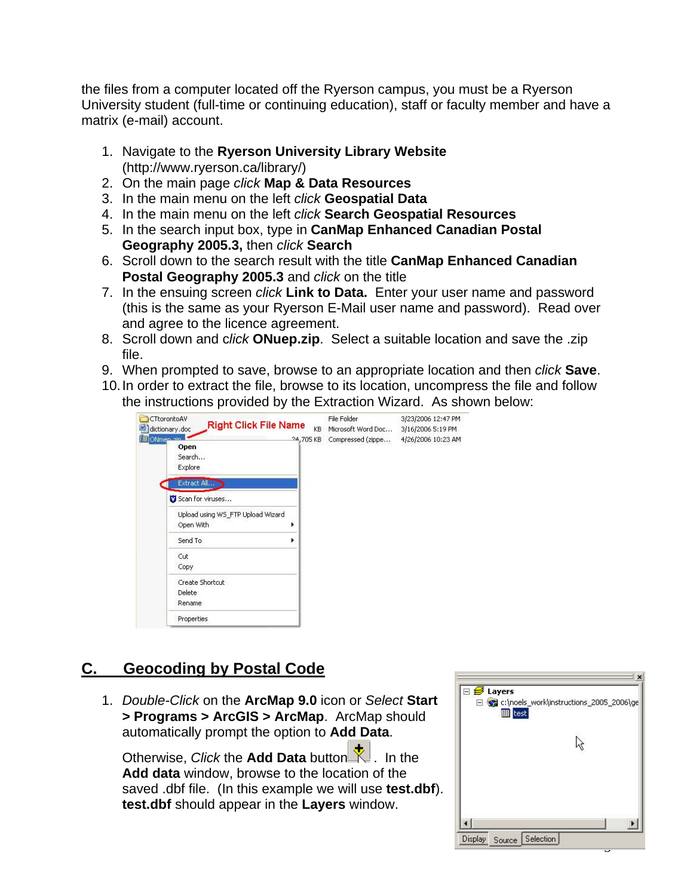the files from a computer located off the Ryerson campus, you must be a Ryerson University student (full-time or continuing education), staff or faculty member and have a matrix (e-mail) account.

1. Navigate to the **Ryerson University Library Website** (http://www.ryerson.ca/library/)
2. On the main page *click* **Map & Data Resources**
3. In the main menu on the left *click* **Geospatial Data**
4. In the main menu on the left *click* **Search Geospatial Resources**
5. In the search input box, type in **CanMap Enhanced Canadian Postal Geography 2005.3,** then *click* **Search**
6. Scroll down to the search result with the title **CanMap Enhanced Canadian Postal Geography 2005.3** and *click* on the title
7. In the ensuing screen *click* **Link to Data.** Enter your user name and password (this is the same as your Ryerson E-Mail user name and password). Read over and agree to the licence agreement.
8. Scroll down and c*lick* **ONuep.zip**. Select a suitable location and save the .zip file.
9. When prompted to save, browse to an appropriate location and then *click* **Save**.
10. In order to extract the file, browse to its location, uncompress the file and follow the instructions provided by the Extraction Wizard. As shown below:

## C. Geocoding by Postal Code

1. *Double-Click* on the **ArcMap 9.0** icon or *Select* **Start > Programs > ArcGIS > ArcMap**. ArcMap should automatically prompt the option to **Add Data**.

   Otherwise, *Click* the **Add Data** button. In the **Add data** window, browse to the location of the saved .dbf file. (In this example we will use **test.dbf**). **test.dbf** should appear in the **Layers** window.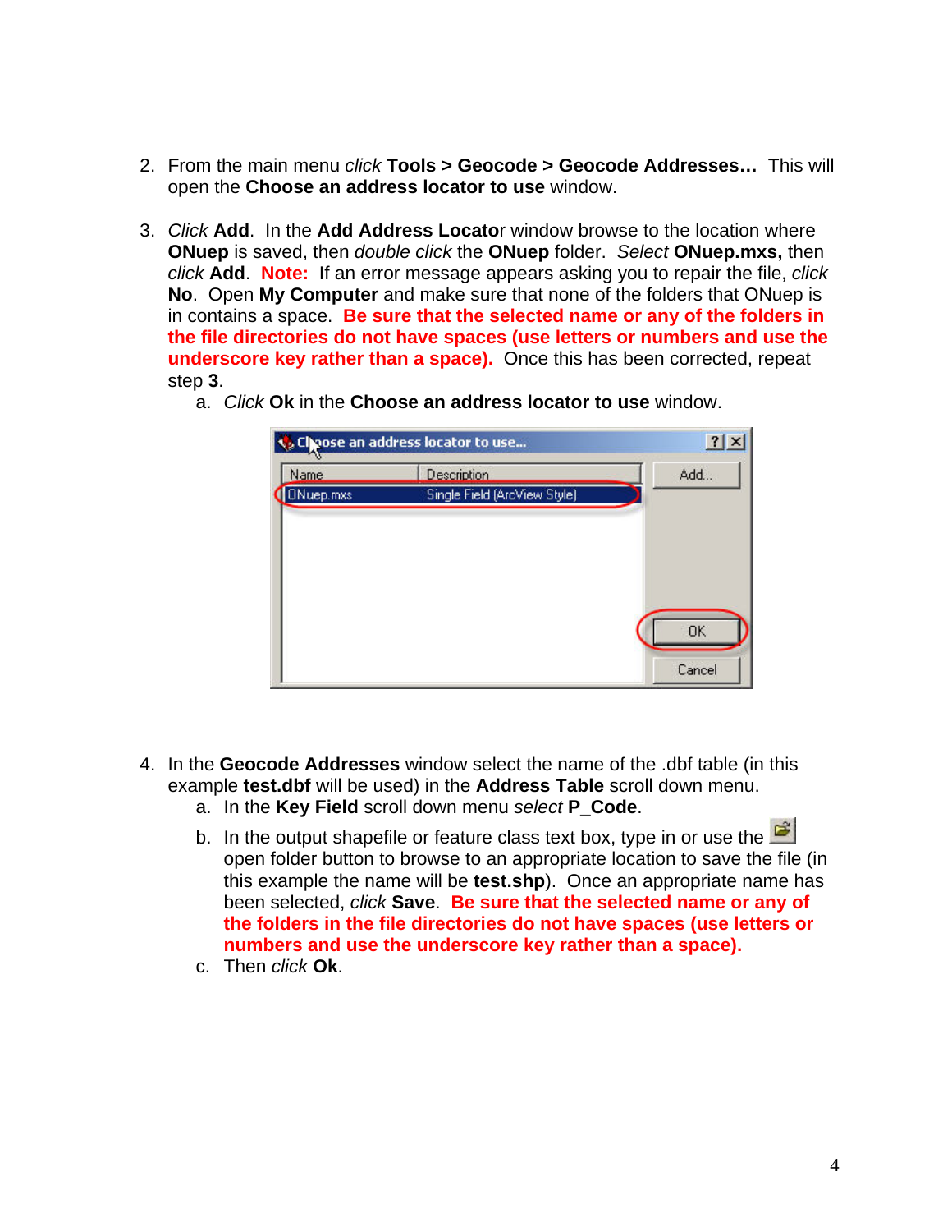2. From the main menu *click* **Tools > Geocode > Geocode Addresses…** This will open the **Choose an address locator to use** window.

3. *Click* **Add**. In the **Add Address Locato**r window browse to the location where **ONuep** is saved, then *double click* the **ONuep** folder. *Select* **ONuep.mxs,** then *click* **Add**. **Note:** If an error message appears asking you to repair the file, *click* **No**. Open **My Computer** and make sure that none of the folders that ONuep is in contains a space. **Be sure that the selected name or any of the folders in the file directories do not have spaces (use letters or numbers and use the underscore key rather than a space).** Once this has been corrected, repeat step **3**.
   a. *Click* **Ok** in the **Choose an address locator to use** window.

4. In the **Geocode Addresses** window select the name of the .dbf table (in this example **test.dbf** will be used) in the **Address Table** scroll down menu.
   a. In the **Key Field** scroll down menu *select* **P_Code**.
   b. In the output shapefile or feature class text box, type in or use the open folder button to browse to an appropriate location to save the file (in this example the name will be **test.shp**). Once an appropriate name has been selected, *click* **Save**. **Be sure that the selected name or any of the folders in the file directories do not have spaces (use letters or numbers and use the underscore key rather than a space).**
   c. Then *click* **Ok**.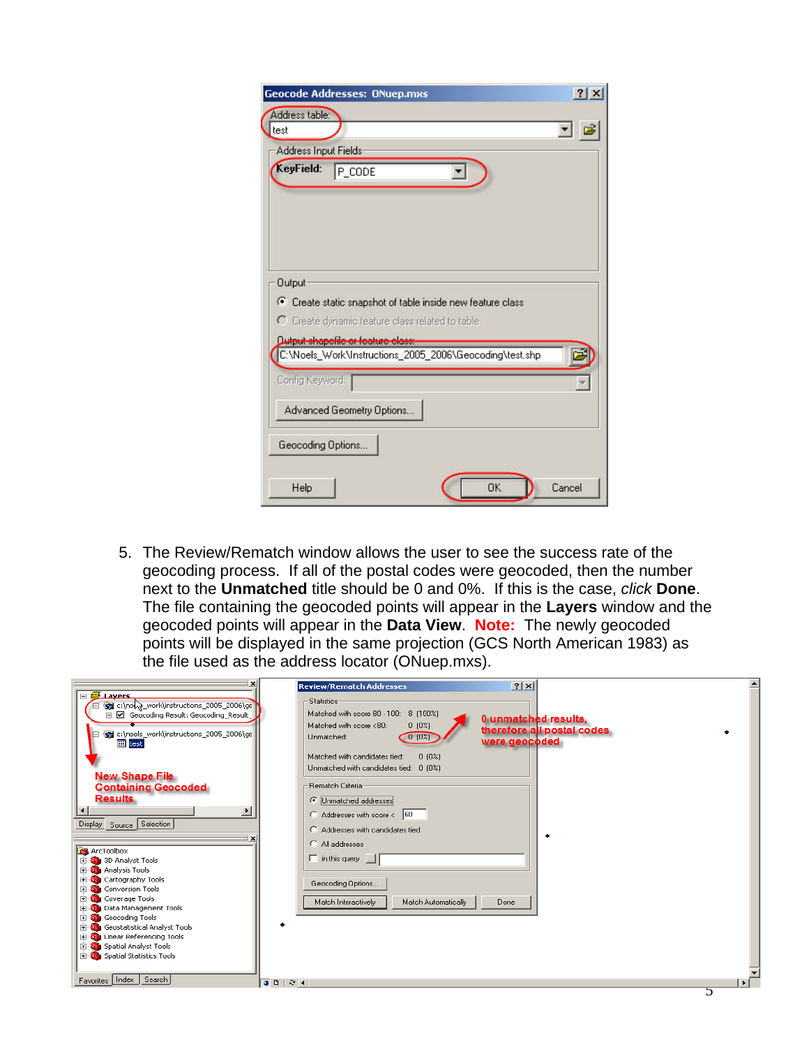5. The Review/Rematch window allows the user to see the success rate of the geocoding process. If all of the postal codes were geocoded, then the number next to the **Unmatched** title should be 0 and 0%. If this is the case, *click* **Done**. The file containing the geocoded points will appear in the **Layers** window and the geocoded points will appear in the **Data View**. **Note:** The newly geocoded points will be displayed in the same projection (GCS North American 1983) as the file used as the address locator (ONuep.mxs).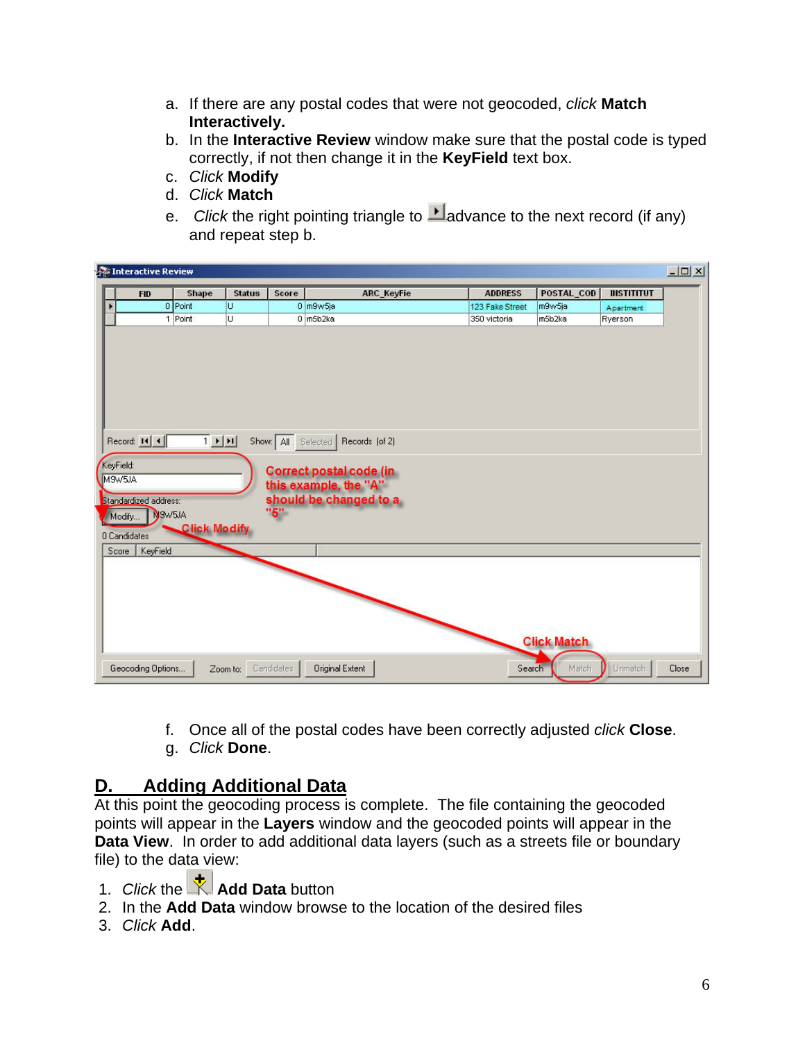a. If there are any postal codes that were not geocoded, *click* **Match Interactively.**
b. In the **Interactive Review** window make sure that the postal code is typed correctly, if not then change it in the **KeyField** text box.
c. *Click* **Modify**
d. *Click* **Match**
e. *Click* the right pointing triangle to advance to the next record (if any) and repeat step b.

f. Once all of the postal codes have been correctly adjusted *click* **Close**.
g. *Click* **Done**.

## D. Adding Additional Data

At this point the geocoding process is complete. The file containing the geocoded points will appear in the **Layers** window and the geocoded points will appear in the **Data View**. In order to add additional data layers (such as a streets file or boundary file) to the data view:

1. *Click* the **Add Data** button
2. In the **Add Data** window browse to the location of the desired files
3. *Click* **Add**.